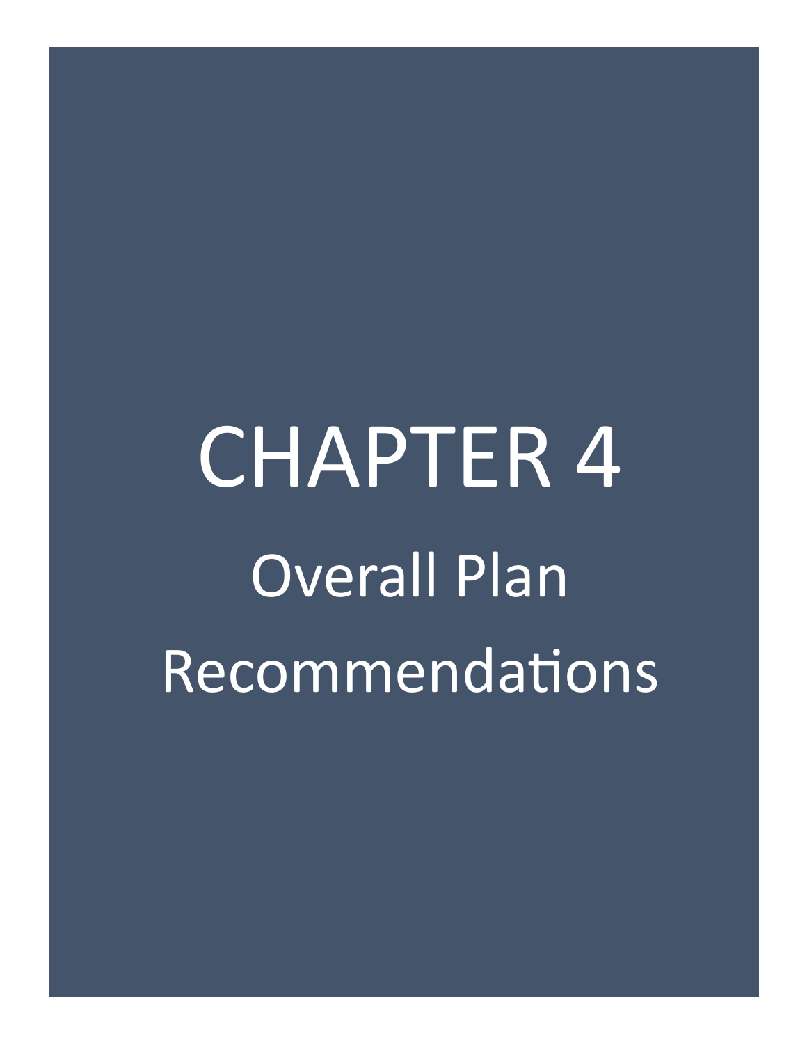# CHAPTER 4

## Overall Plan Recommendations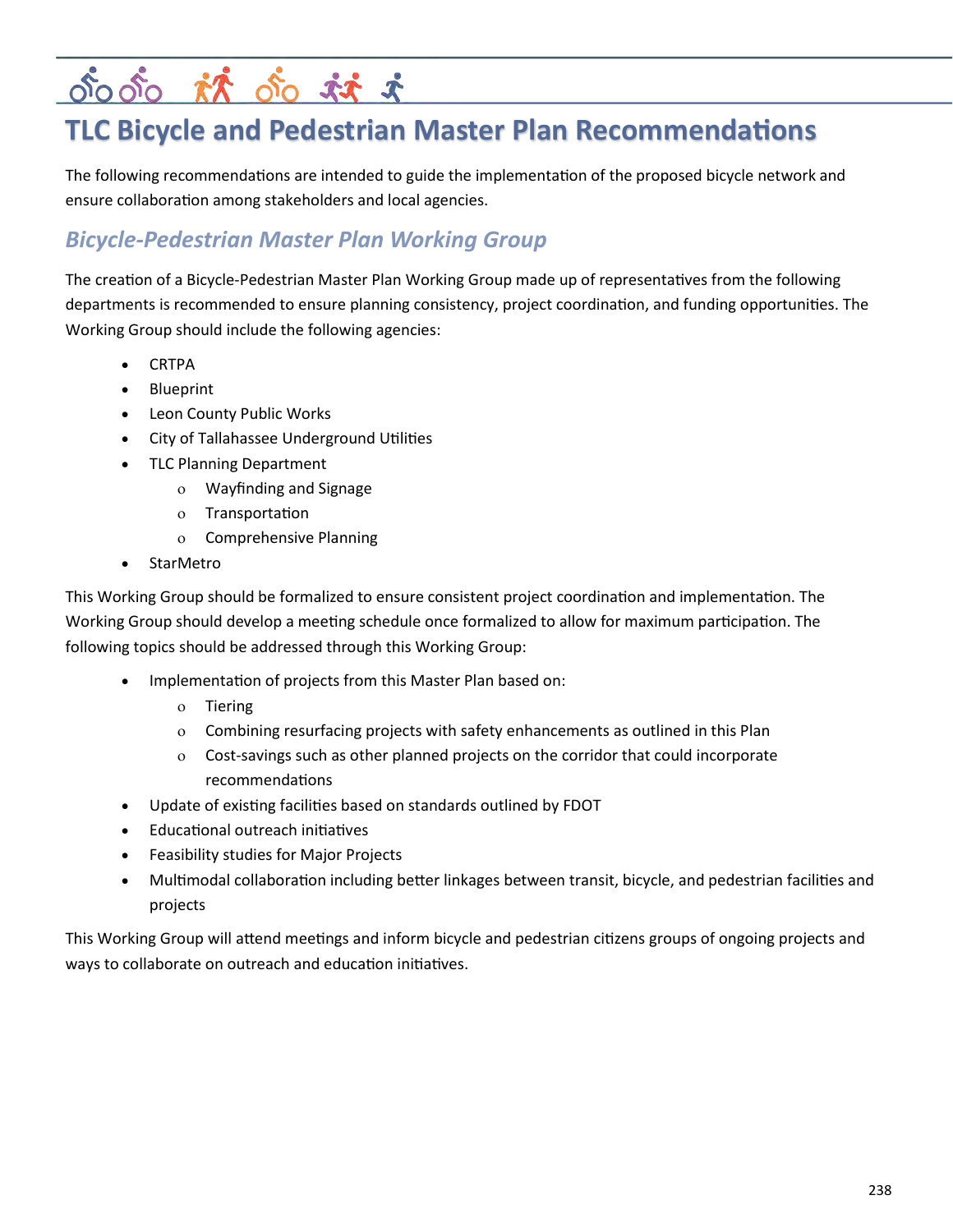# TLC Bicycle and Pedestrian Master Plan Recommendations

The following recommendations are intended to guide the implementation of the proposed bicycle network and ensure collaboration among stakeholders and local agencies.

## *Bicycle-Pedestrian Master Plan Working Group*

The creation of a Bicycle-Pedestrian Master Plan Working Group made up of representatives from the following departments is recommended to ensure planning consistency, project coordination, and funding opportunities. The Working Group should include the following agencies:

- CRTPA
- Blueprint
- Leon County Public Works
- City of Tallahassee Underground Utilities
- TLC Planning Department
  - Wayfinding and Signage
  - Transportation
  - Comprehensive Planning
- StarMetro

This Working Group should be formalized to ensure consistent project coordination and implementation. The Working Group should develop a meeting schedule once formalized to allow for maximum participation. The following topics should be addressed through this Working Group:

- Implementation of projects from this Master Plan based on:
  - Tiering
  - Combining resurfacing projects with safety enhancements as outlined in this Plan
  - Cost-savings such as other planned projects on the corridor that could incorporate recommendations
- Update of existing facilities based on standards outlined by FDOT
- Educational outreach initiatives
- Feasibility studies for Major Projects
- Multimodal collaboration including better linkages between transit, bicycle, and pedestrian facilities and projects

This Working Group will attend meetings and inform bicycle and pedestrian citizens groups of ongoing projects and ways to collaborate on outreach and education initiatives.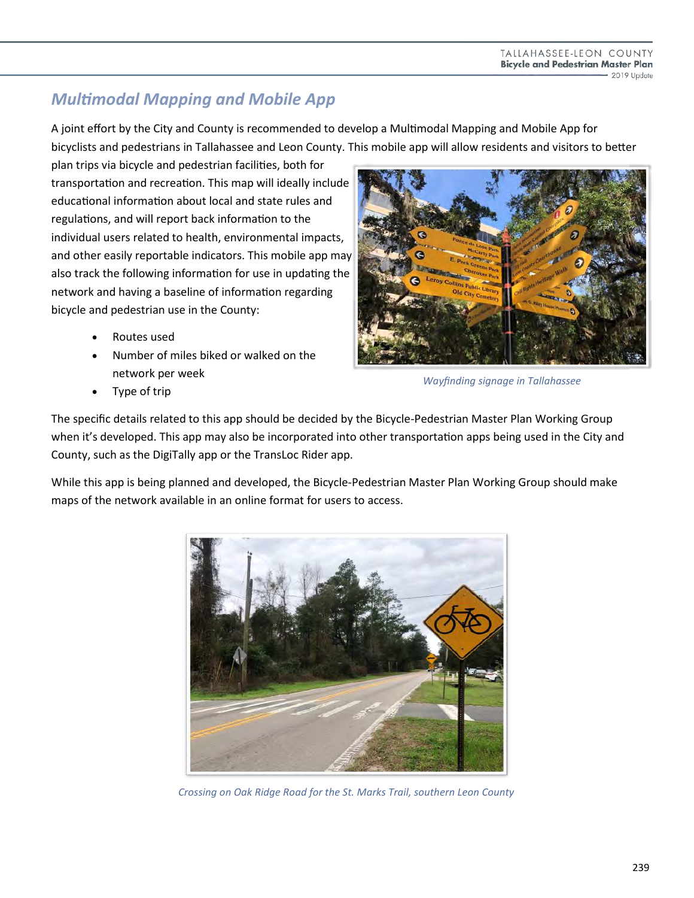## Multimodal Mapping and Mobile App

A joint effort by the City and County is recommended to develop a Multimodal Mapping and Mobile App for bicyclists and pedestrians in Tallahassee and Leon County. This mobile app will allow residents and visitors to better plan trips via bicycle and pedestrian facilities, both for transportation and recreation. This map will ideally include educational information about local and state rules and regulations, and will report back information to the individual users related to health, environmental impacts, and other easily reportable indicators. This mobile app may also track the following information for use in updating the network and having a baseline of information regarding bicycle and pedestrian use in the County:

- Routes used
- Number of miles biked or walked on the network per week
- Type of trip

*Wayfinding signage in Tallahassee*

The specific details related to this app should be decided by the Bicycle-Pedestrian Master Plan Working Group when it's developed. This app may also be incorporated into other transportation apps being used in the City and County, such as the DigiTally app or the TransLoc Rider app.

While this app is being planned and developed, the Bicycle-Pedestrian Master Plan Working Group should make maps of the network available in an online format for users to access.

*Crossing on Oak Ridge Road for the St. Marks Trail, southern Leon County*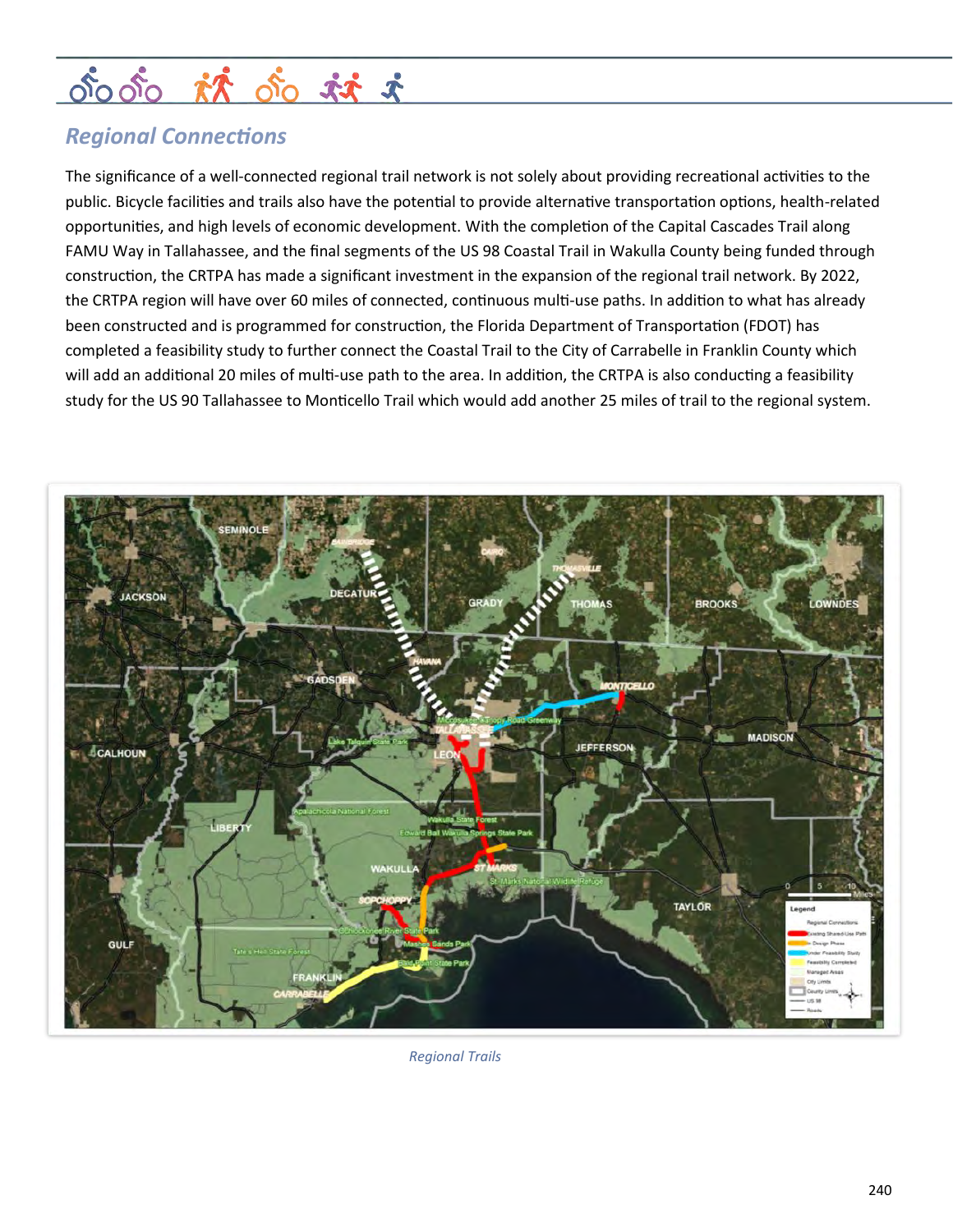## Regional Connections

The significance of a well-connected regional trail network is not solely about providing recreational activities to the public. Bicycle facilities and trails also have the potential to provide alternative transportation options, health-related opportunities, and high levels of economic development. With the completion of the Capital Cascades Trail along FAMU Way in Tallahassee, and the final segments of the US 98 Coastal Trail in Wakulla County being funded through construction, the CRTPA has made a significant investment in the expansion of the regional trail network. By 2022, the CRTPA region will have over 60 miles of connected, continuous multi-use paths. In addition to what has already been constructed and is programmed for construction, the Florida Department of Transportation (FDOT) has completed a feasibility study to further connect the Coastal Trail to the City of Carrabelle in Franklin County which will add an additional 20 miles of multi-use path to the area. In addition, the CRTPA is also conducting a feasibility study for the US 90 Tallahassee to Monticello Trail which would add another 25 miles of trail to the regional system.

*Regional Trails*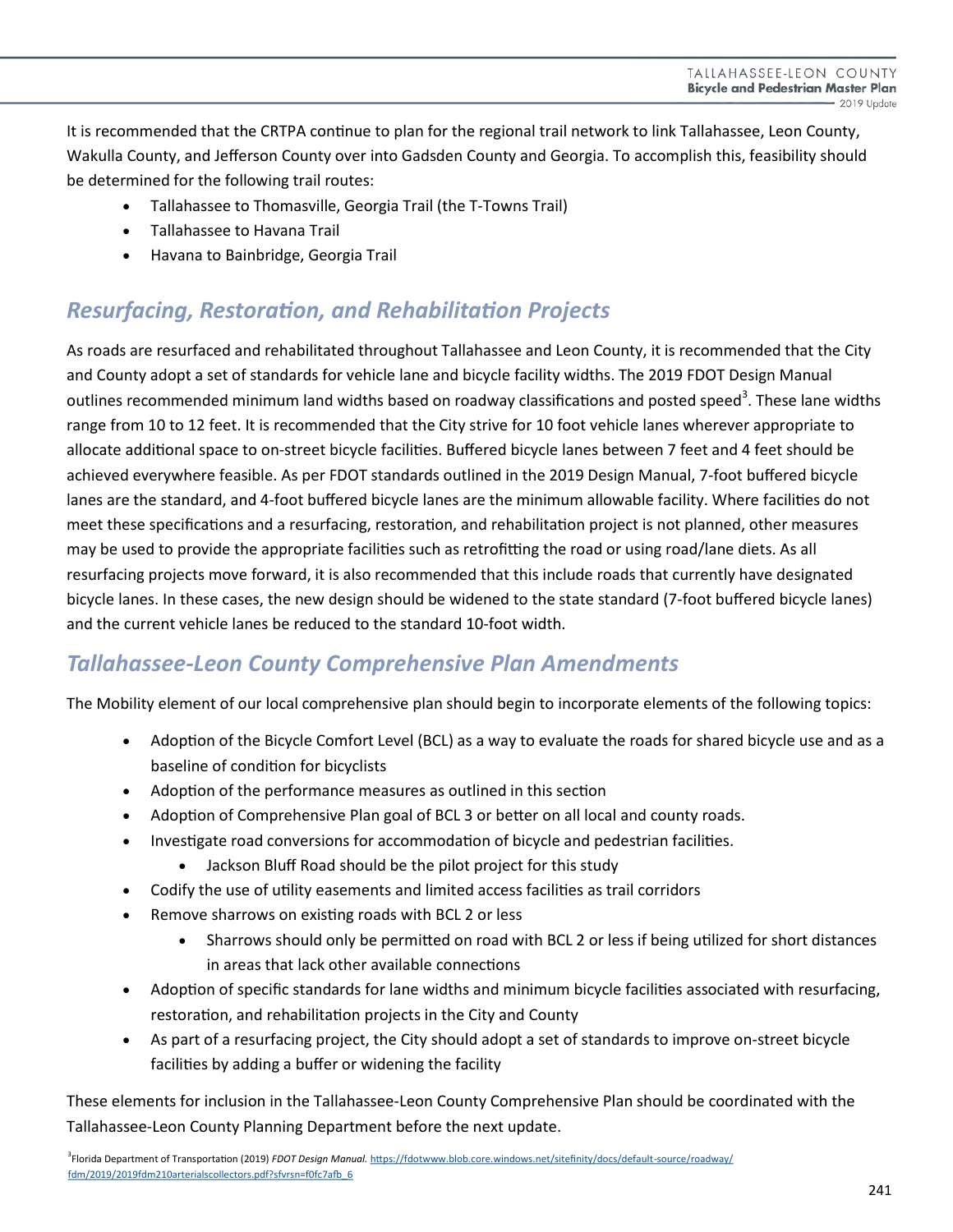It is recommended that the CRTPA continue to plan for the regional trail network to link Tallahassee, Leon County, Wakulla County, and Jefferson County over into Gadsden County and Georgia. To accomplish this, feasibility should be determined for the following trail routes:

- Tallahassee to Thomasville, Georgia Trail (the T-Towns Trail)
- Tallahassee to Havana Trail
- Havana to Bainbridge, Georgia Trail

## *Resurfacing, Restoration, and Rehabilitation Projects*

As roads are resurfaced and rehabilitated throughout Tallahassee and Leon County, it is recommended that the City and County adopt a set of standards for vehicle lane and bicycle facility widths. The 2019 FDOT Design Manual outlines recommended minimum land widths based on roadway classifications and posted speed[3]. These lane widths range from 10 to 12 feet. It is recommended that the City strive for 10 foot vehicle lanes wherever appropriate to allocate additional space to on-street bicycle facilities. Buffered bicycle lanes between 7 feet and 4 feet should be achieved everywhere feasible. As per FDOT standards outlined in the 2019 Design Manual, 7-foot buffered bicycle lanes are the standard, and 4-foot buffered bicycle lanes are the minimum allowable facility. Where facilities do not meet these specifications and a resurfacing, restoration, and rehabilitation project is not planned, other measures may be used to provide the appropriate facilities such as retrofitting the road or using road/lane diets. As all resurfacing projects move forward, it is also recommended that this include roads that currently have designated bicycle lanes. In these cases, the new design should be widened to the state standard (7-foot buffered bicycle lanes) and the current vehicle lanes be reduced to the standard 10-foot width.

## *Tallahassee-Leon County Comprehensive Plan Amendments*

The Mobility element of our local comprehensive plan should begin to incorporate elements of the following topics:

- Adoption of the Bicycle Comfort Level (BCL) as a way to evaluate the roads for shared bicycle use and as a baseline of condition for bicyclists
- Adoption of the performance measures as outlined in this section
- Adoption of Comprehensive Plan goal of BCL 3 or better on all local and county roads.
- Investigate road conversions for accommodation of bicycle and pedestrian facilities.
  - Jackson Bluff Road should be the pilot project for this study
- Codify the use of utility easements and limited access facilities as trail corridors
- Remove sharrows on existing roads with BCL 2 or less
  - Sharrows should only be permitted on road with BCL 2 or less if being utilized for short distances in areas that lack other available connections
- Adoption of specific standards for lane widths and minimum bicycle facilities associated with resurfacing, restoration, and rehabilitation projects in the City and County
- As part of a resurfacing project, the City should adopt a set of standards to improve on-street bicycle facilities by adding a buffer or widening the facility

These elements for inclusion in the Tallahassee-Leon County Comprehensive Plan should be coordinated with the Tallahassee-Leon County Planning Department before the next update.

[3] Florida Department of Transportation (2019) *FDOT Design Manual.* https://fdotwww.blob.core.windows.net/sitefinity/docs/default-source/roadway/fdm/2019/2019fdm210arterialscollectors.pdf?sfvrsn=f0fc7afb_6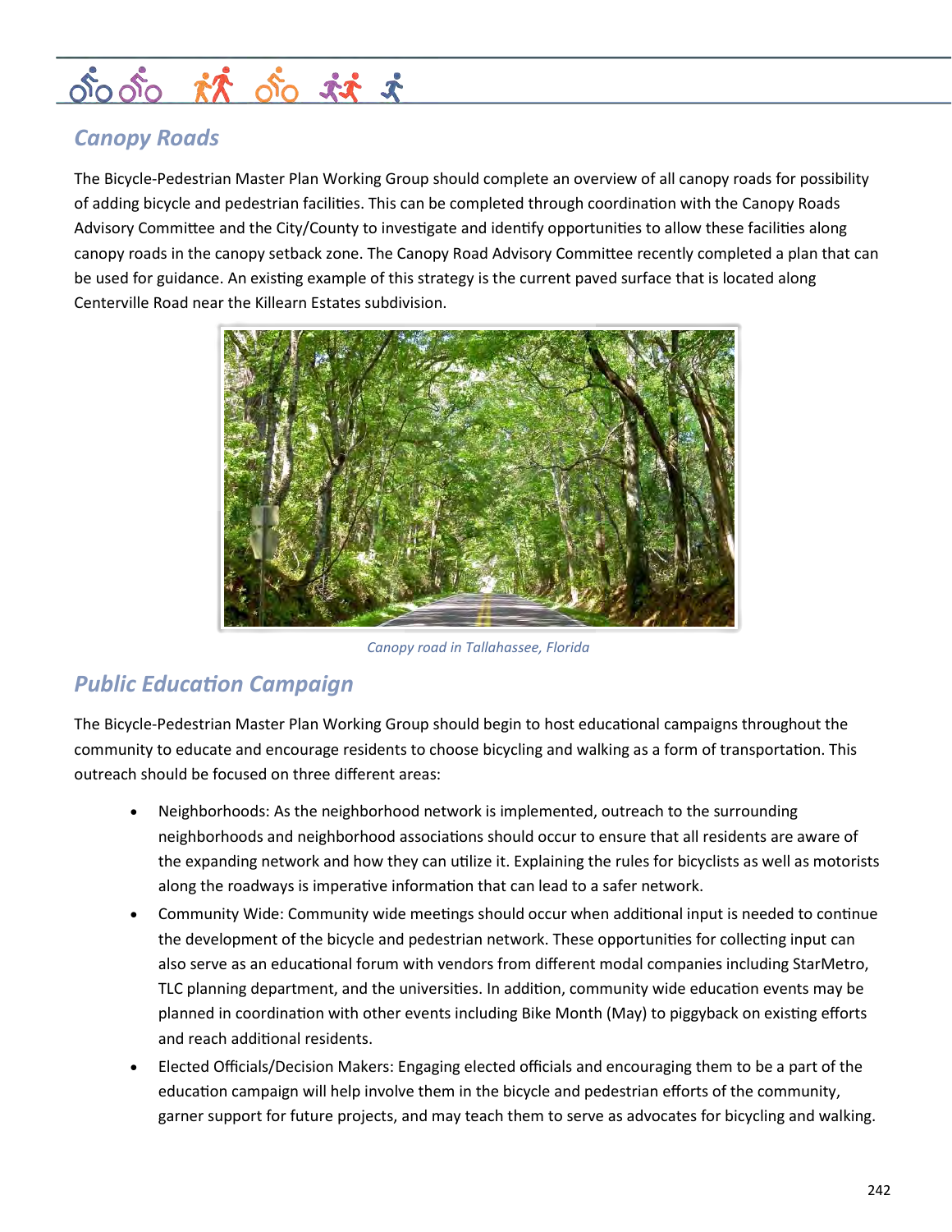## Canopy Roads

The Bicycle-Pedestrian Master Plan Working Group should complete an overview of all canopy roads for possibility of adding bicycle and pedestrian facilities. This can be completed through coordination with the Canopy Roads Advisory Committee and the City/County to investigate and identify opportunities to allow these facilities along canopy roads in the canopy setback zone. The Canopy Road Advisory Committee recently completed a plan that can be used for guidance. An existing example of this strategy is the current paved surface that is located along Centerville Road near the Killearn Estates subdivision.

*Canopy road in Tallahassee, Florida*

## Public Education Campaign

The Bicycle-Pedestrian Master Plan Working Group should begin to host educational campaigns throughout the community to educate and encourage residents to choose bicycling and walking as a form of transportation. This outreach should be focused on three different areas:

- Neighborhoods: As the neighborhood network is implemented, outreach to the surrounding neighborhoods and neighborhood associations should occur to ensure that all residents are aware of the expanding network and how they can utilize it. Explaining the rules for bicyclists as well as motorists along the roadways is imperative information that can lead to a safer network.
- Community Wide: Community wide meetings should occur when additional input is needed to continue the development of the bicycle and pedestrian network. These opportunities for collecting input can also serve as an educational forum with vendors from different modal companies including StarMetro, TLC planning department, and the universities. In addition, community wide education events may be planned in coordination with other events including Bike Month (May) to piggyback on existing efforts and reach additional residents.
- Elected Officials/Decision Makers: Engaging elected officials and encouraging them to be a part of the education campaign will help involve them in the bicycle and pedestrian efforts of the community, garner support for future projects, and may teach them to serve as advocates for bicycling and walking.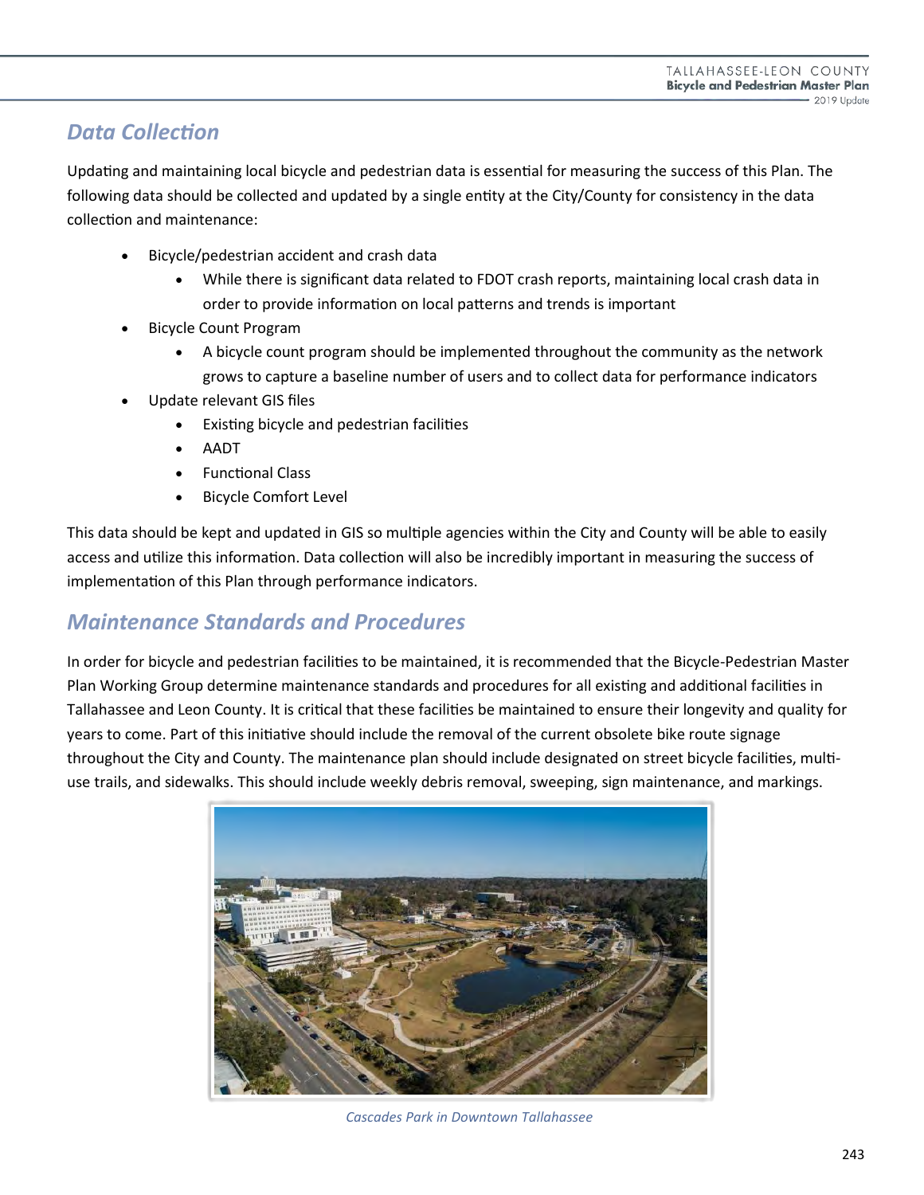## Data Collection

Updating and maintaining local bicycle and pedestrian data is essential for measuring the success of this Plan. The following data should be collected and updated by a single entity at the City/County for consistency in the data collection and maintenance:

- Bicycle/pedestrian accident and crash data
  - While there is significant data related to FDOT crash reports, maintaining local crash data in order to provide information on local patterns and trends is important
- Bicycle Count Program
  - A bicycle count program should be implemented throughout the community as the network grows to capture a baseline number of users and to collect data for performance indicators
- Update relevant GIS files
  - Existing bicycle and pedestrian facilities
  - AADT
  - Functional Class
  - Bicycle Comfort Level

This data should be kept and updated in GIS so multiple agencies within the City and County will be able to easily access and utilize this information. Data collection will also be incredibly important in measuring the success of implementation of this Plan through performance indicators.

## Maintenance Standards and Procedures

In order for bicycle and pedestrian facilities to be maintained, it is recommended that the Bicycle-Pedestrian Master Plan Working Group determine maintenance standards and procedures for all existing and additional facilities in Tallahassee and Leon County. It is critical that these facilities be maintained to ensure their longevity and quality for years to come. Part of this initiative should include the removal of the current obsolete bike route signage throughout the City and County. The maintenance plan should include designated on street bicycle facilities, multi-use trails, and sidewalks. This should include weekly debris removal, sweeping, sign maintenance, and markings.

*Cascades Park in Downtown Tallahassee*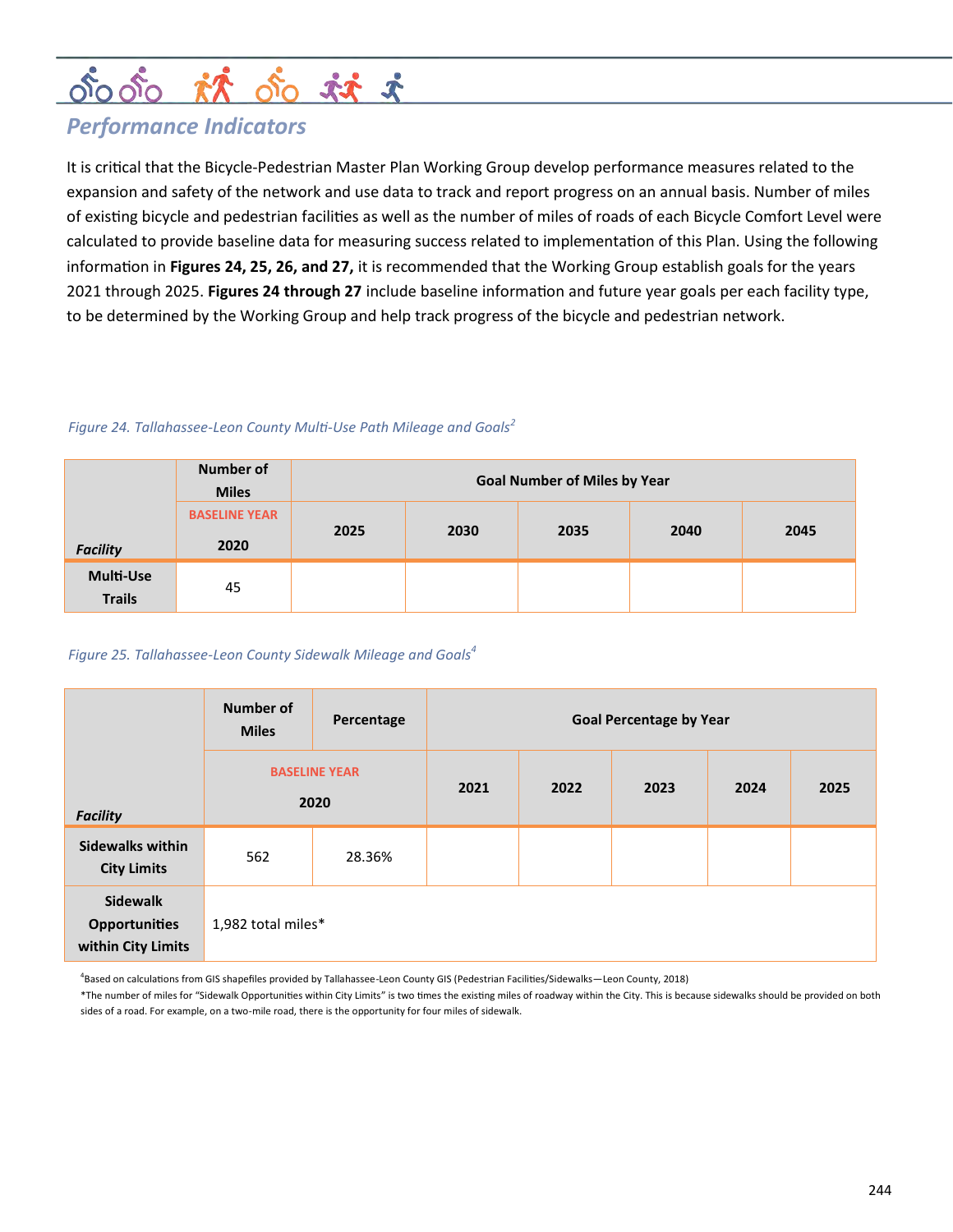## Performance Indicators

It is critical that the Bicycle-Pedestrian Master Plan Working Group develop performance measures related to the expansion and safety of the network and use data to track and report progress on an annual basis. Number of miles of existing bicycle and pedestrian facilities as well as the number of miles of roads of each Bicycle Comfort Level were calculated to provide baseline data for measuring success related to implementation of this Plan. Using the following information in **Figures 24, 25, 26, and 27,** it is recommended that the Working Group establish goals for the years 2021 through 2025. **Figures 24 through 27** include baseline information and future year goals per each facility type, to be determined by the Working Group and help track progress of the bicycle and pedestrian network.

*Figure 24. Tallahassee-Leon County Multi-Use Path Mileage and Goals[2]*

| | Number of Miles | Goal Number of Miles by Year | | | | |
|---|---|---|---|---|---|---|
| ***Facility*** | BASELINE YEAR **2020** | **2025** | **2030** | **2035** | **2040** | **2045** |
| **Multi-Use Trails** | 45 | | | | | |

*Figure 25. Tallahassee-Leon County Sidewalk Mileage and Goals[4]*

| | Number of Miles | Percentage | Goal Percentage by Year | | | | |
|---|---|---|---|---|---|---|---|
| ***Facility*** | BASELINE YEAR **2020** | | **2021** | **2022** | **2023** | **2024** | **2025** |
| **Sidewalks within City Limits** | 562 | 28.36% | | | | | |
| **Sidewalk Opportunities within City Limits** | 1,982 total miles* | | | | | | |

[4]Based on calculations from GIS shapefiles provided by Tallahassee-Leon County GIS (Pedestrian Facilities/Sidewalks—Leon County, 2018)

*The number of miles for "Sidewalk Opportunities within City Limits" is two times the existing miles of roadway within the City. This is because sidewalks should be provided on both sides of a road. For example, on a two-mile road, there is the opportunity for four miles of sidewalk.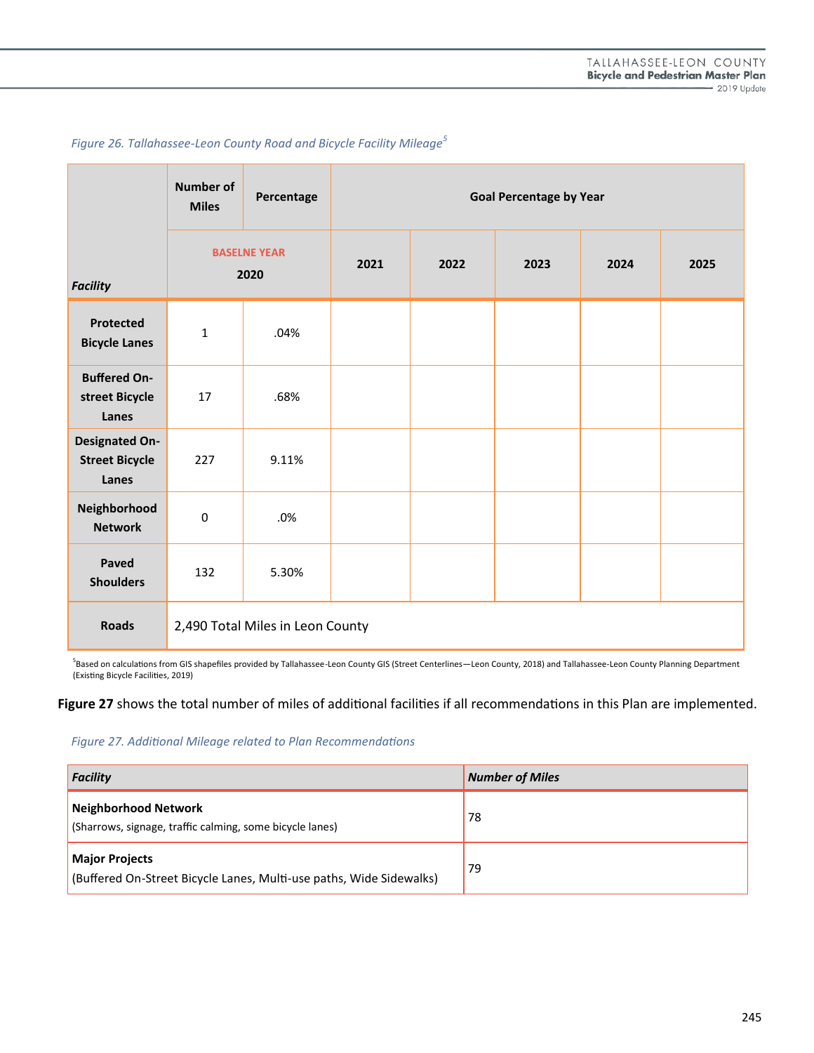*Figure 26. Tallahassee-Leon County Road and Bicycle Facility Mileage*[5]

| Facility | Number of Miles | Percentage | Goal Percentage by Year | | | | |
|---|---|---|---|---|---|---|---|
| | BASELNE YEAR 2020 | | 2021 | 2022 | 2023 | 2024 | 2025 |
| **Protected Bicycle Lanes** | 1 | .04% | | | | | |
| **Buffered On-street Bicycle Lanes** | 17 | .68% | | | | | |
| **Designated On-Street Bicycle Lanes** | 227 | 9.11% | | | | | |
| **Neighborhood Network** | 0 | .0% | | | | | |
| **Paved Shoulders** | 132 | 5.30% | | | | | |
| **Roads** | 2,490 Total Miles in Leon County | | | | | | |

[5]Based on calculations from GIS shapefiles provided by Tallahassee-Leon County GIS (Street Centerlines—Leon County, 2018) and Tallahassee-Leon County Planning Department (Existing Bicycle Facilities, 2019)

**Figure 27** shows the total number of miles of additional facilities if all recommendations in this Plan are implemented.

*Figure 27. Additional Mileage related to Plan Recommendations*

| *Facility* | *Number of Miles* |
|---|---|
| **Neighborhood Network**<br>(Sharrows, signage, traffic calming, some bicycle lanes) | 78 |
| **Major Projects**<br>(Buffered On-Street Bicycle Lanes, Multi-use paths, Wide Sidewalks) | 79 |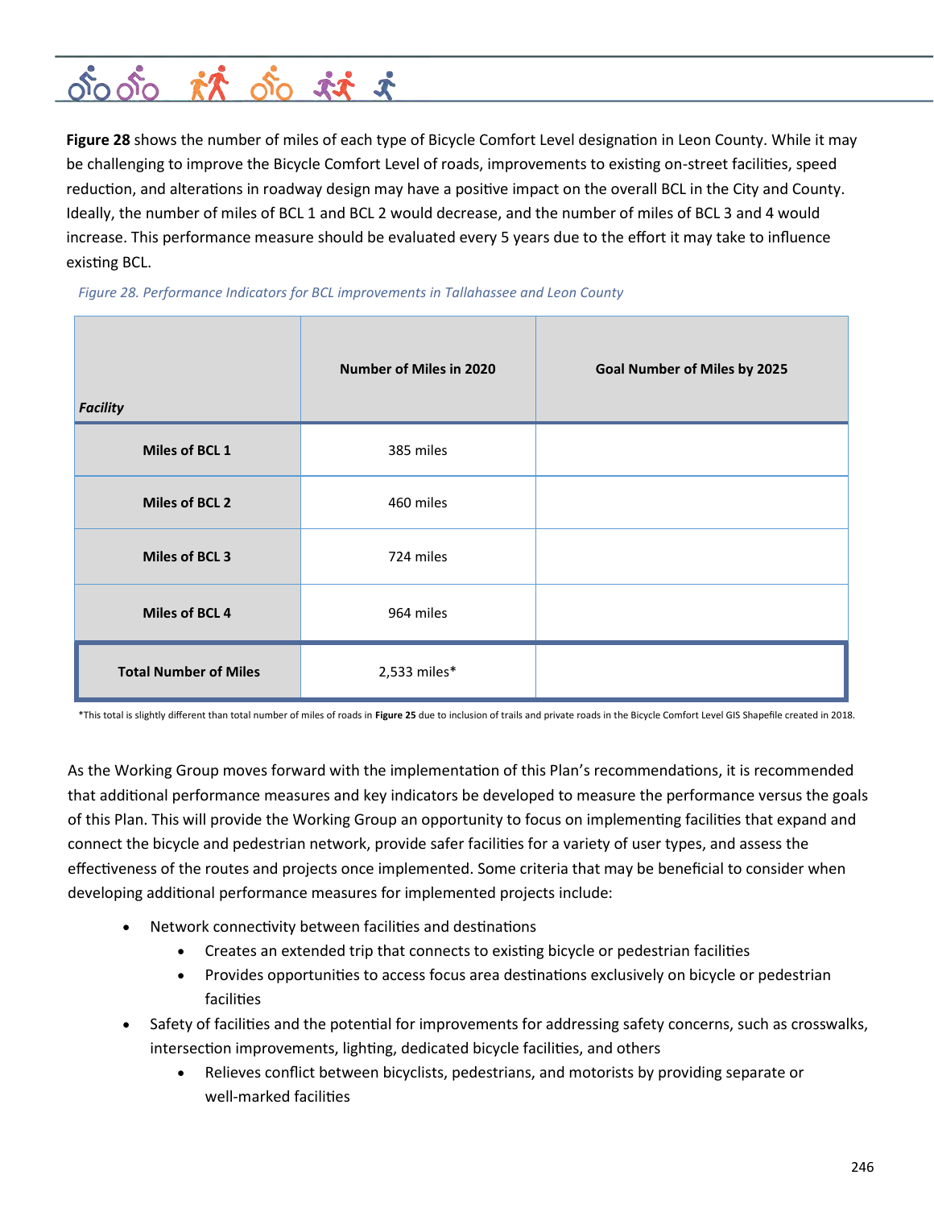**Figure 28** shows the number of miles of each type of Bicycle Comfort Level designation in Leon County. While it may be challenging to improve the Bicycle Comfort Level of roads, improvements to existing on-street facilities, speed reduction, and alterations in roadway design may have a positive impact on the overall BCL in the City and County. Ideally, the number of miles of BCL 1 and BCL 2 would decrease, and the number of miles of BCL 3 and 4 would increase. This performance measure should be evaluated every 5 years due to the effort it may take to influence existing BCL.

*Figure 28. Performance Indicators for BCL improvements in Tallahassee and Leon County*

| *Facility* | Number of Miles in 2020 | Goal Number of Miles by 2025 |
| --- | --- | --- |
| **Miles of BCL 1** | 385 miles | |
| **Miles of BCL 2** | 460 miles | |
| **Miles of BCL 3** | 724 miles | |
| **Miles of BCL 4** | 964 miles | |
| **Total Number of Miles** | 2,533 miles* | |

*This total is slightly different than total number of miles of roads in **Figure 25** due to inclusion of trails and private roads in the Bicycle Comfort Level GIS Shapefile created in 2018.

As the Working Group moves forward with the implementation of this Plan's recommendations, it is recommended that additional performance measures and key indicators be developed to measure the performance versus the goals of this Plan. This will provide the Working Group an opportunity to focus on implementing facilities that expand and connect the bicycle and pedestrian network, provide safer facilities for a variety of user types, and assess the effectiveness of the routes and projects once implemented. Some criteria that may be beneficial to consider when developing additional performance measures for implemented projects include:

- Network connectivity between facilities and destinations
  - Creates an extended trip that connects to existing bicycle or pedestrian facilities
  - Provides opportunities to access focus area destinations exclusively on bicycle or pedestrian facilities
- Safety of facilities and the potential for improvements for addressing safety concerns, such as crosswalks, intersection improvements, lighting, dedicated bicycle facilities, and others
  - Relieves conflict between bicyclists, pedestrians, and motorists by providing separate or well-marked facilities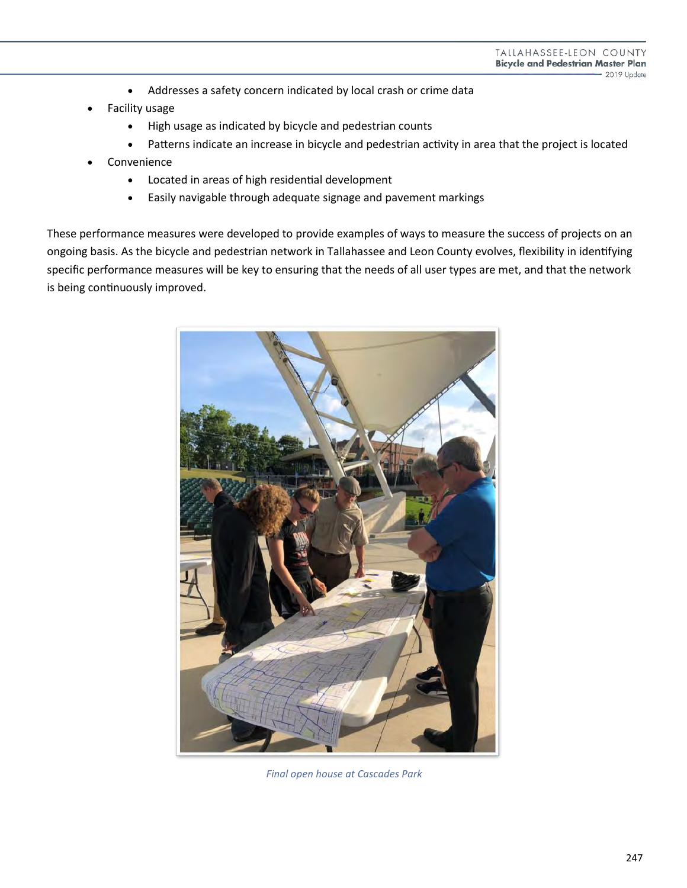- Addresses a safety concern indicated by local crash or crime data
- Facility usage
    - High usage as indicated by bicycle and pedestrian counts
    - Patterns indicate an increase in bicycle and pedestrian activity in area that the project is located
- Convenience
    - Located in areas of high residential development
    - Easily navigable through adequate signage and pavement markings

These performance measures were developed to provide examples of ways to measure the success of projects on an ongoing basis. As the bicycle and pedestrian network in Tallahassee and Leon County evolves, flexibility in identifying specific performance measures will be key to ensuring that the needs of all user types are met, and that the network is being continuously improved.

*Final open house at Cascades Park*